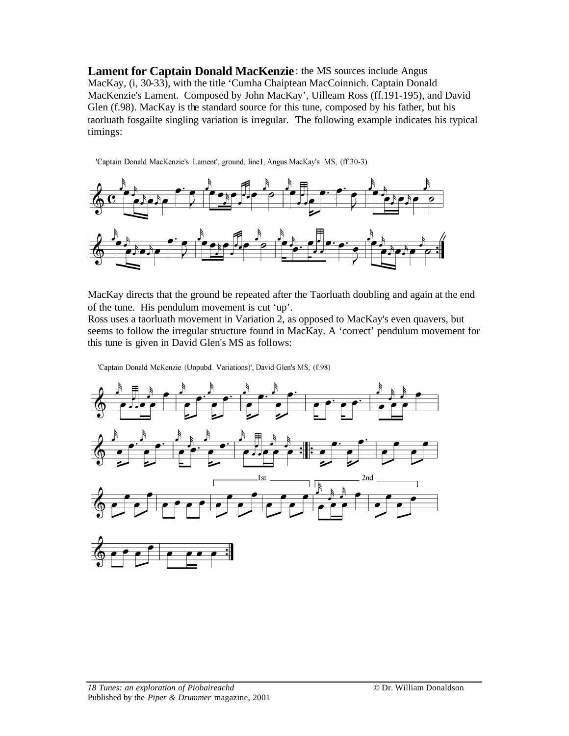**Lament for Captain Donald MacKenzie**: the MS sources include Angus MacKay, (i, 30-33), with the title 'Cumha Chaiptean MacCoinnich. Captain Donald MacKenzie's Lament. Composed by John MacKay', Uilleam Ross (ff.191-195), and David Glen (f.98). MacKay is the standard source for this tune, composed by his father, but his taorluath fosgailte singling variation is irregular. The following example indicates his typical timings:

'Captain Donald MacKenzie's Lament', ground, line1, Angus MacKay's MS, (ff.30-3)

MacKay directs that the ground be repeated after the Taorluath doubling and again at the end of the tune. His pendulum movement is cut 'up'.

Ross uses a taorluath movement in Variation 2, as opposed to MacKay's even quavers, but seems to follow the irregular structure found in MacKay. A 'correct' pendulum movement for this tune is given in David Glen's MS as follows:

'Captain Donald McKenzie (Unpubd. Variations)', David Glen's MS, (f.98)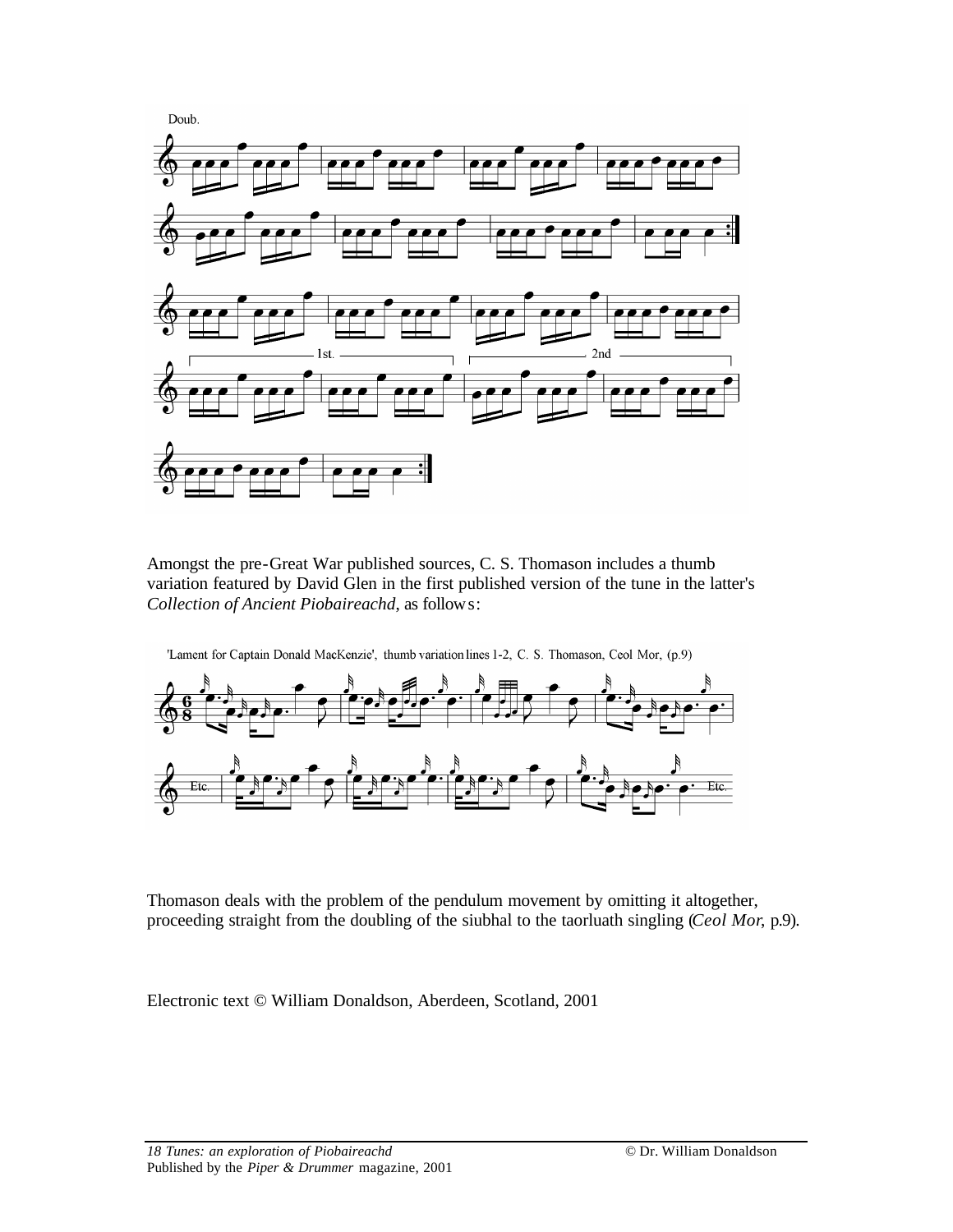Amongst the pre-Great War published sources, C. S. Thomason includes a thumb variation featured by David Glen in the first published version of the tune in the latter's *Collection of Ancient Piobaireachd*, as follows:

'Lament for Captain Donald MacKenzie', thumb variation lines 1-2, C. S. Thomason, Ceol Mor, (p.9)

Thomason deals with the problem of the pendulum movement by omitting it altogether, proceeding straight from the doubling of the siubhal to the taorluath singling (*Ceol Mor*, p.9).

Electronic text © William Donaldson, Aberdeen, Scotland, 2001